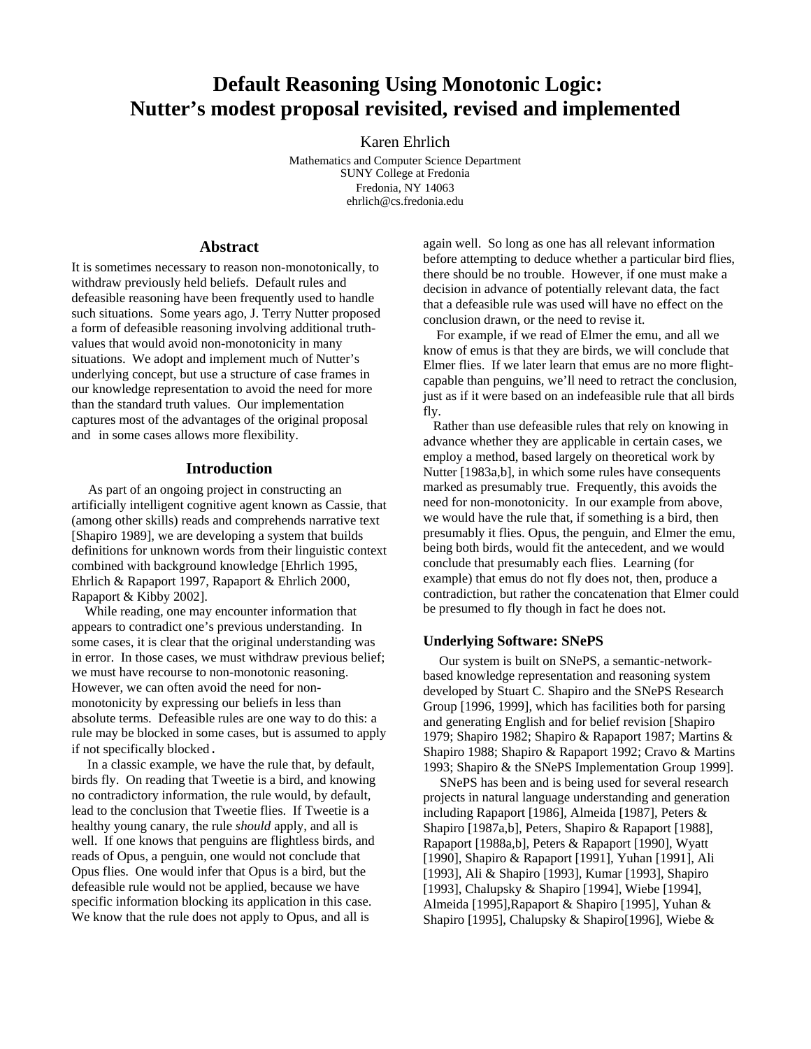# Default Reasoning Using Monotonic Logic: Nutter's modest proposal revisited, revised and implemented

Karen Ehrlich

Mathematics and Computer Science Department
SUNY College at Fredonia
Fredonia, NY 14063
ehrlich@cs.fredonia.edu

## Abstract

It is sometimes necessary to reason non-monotonically, to withdraw previously held beliefs. Default rules and defeasible reasoning have been frequently used to handle such situations. Some years ago, J. Terry Nutter proposed a form of defeasible reasoning involving additional truth-values that would avoid non-monotonicity in many situations. We adopt and implement much of Nutter's underlying concept, but use a structure of case frames in our knowledge representation to avoid the need for more than the standard truth values. Our implementation captures most of the advantages of the original proposal and in some cases allows more flexibility.

## Introduction

As part of an ongoing project in constructing an artificially intelligent cognitive agent known as Cassie, that (among other skills) reads and comprehends narrative text [Shapiro 1989], we are developing a system that builds definitions for unknown words from their linguistic context combined with background knowledge [Ehrlich 1995, Ehrlich & Rapaport 1997, Rapaport & Ehrlich 2000, Rapaport & Kibby 2002].

While reading, one may encounter information that appears to contradict one's previous understanding. In some cases, it is clear that the original understanding was in error. In those cases, we must withdraw previous belief; we must have recourse to non-monotonic reasoning. However, we can often avoid the need for non-monotonicity by expressing our beliefs in less than absolute terms. Defeasible rules are one way to do this: a rule may be blocked in some cases, but is assumed to apply if not specifically blocked.

In a classic example, we have the rule that, by default, birds fly. On reading that Tweetie is a bird, and knowing no contradictory information, the rule would, by default, lead to the conclusion that Tweetie flies. If Tweetie is a healthy young canary, the rule *should* apply, and all is well. If one knows that penguins are flightless birds, and reads of Opus, a penguin, one would not conclude that Opus flies. One would infer that Opus is a bird, but the defeasible rule would not be applied, because we have specific information blocking its application in this case. We know that the rule does not apply to Opus, and all is again well. So long as one has all relevant information before attempting to deduce whether a particular bird flies, there should be no trouble. However, if one must make a decision in advance of potentially relevant data, the fact that a defeasible rule was used will have no effect on the conclusion drawn, or the need to revise it.

For example, if we read of Elmer the emu, and all we know of emus is that they are birds, we will conclude that Elmer flies. If we later learn that emus are no more flight-capable than penguins, we'll need to retract the conclusion, just as if it were based on an indefeasible rule that all birds fly.

Rather than use defeasible rules that rely on knowing in advance whether they are applicable in certain cases, we employ a method, based largely on theoretical work by Nutter [1983a,b], in which some rules have consequents marked as presumably true. Frequently, this avoids the need for non-monotonicity. In our example from above, we would have the rule that, if something is a bird, then presumably it flies. Opus, the penguin, and Elmer the emu, being both birds, would fit the antecedent, and we would conclude that presumably each flies. Learning (for example) that emus do not fly does not, then, produce a contradiction, but rather the concatenation that Elmer could be presumed to fly though in fact he does not.

### Underlying Software: SNePS

Our system is built on SNePS, a semantic-network-based knowledge representation and reasoning system developed by Stuart C. Shapiro and the SNePS Research Group [1996, 1999], which has facilities both for parsing and generating English and for belief revision [Shapiro 1979; Shapiro 1982; Shapiro & Rapaport 1987; Martins & Shapiro 1988; Shapiro & Rapaport 1992; Cravo & Martins 1993; Shapiro & the SNePS Implementation Group 1999].

SNePS has been and is being used for several research projects in natural language understanding and generation including Rapaport [1986], Almeida [1987], Peters & Shapiro [1987a,b], Peters, Shapiro & Rapaport [1988], Rapaport [1988a,b], Peters & Rapaport [1990], Wyatt [1990], Shapiro & Rapaport [1991], Yuhan [1991], Ali [1993], Ali & Shapiro [1993], Kumar [1993], Shapiro [1993], Chalupsky & Shapiro [1994], Wiebe [1994], Almeida [1995],Rapaport & Shapiro [1995], Yuhan & Shapiro [1995], Chalupsky & Shapiro[1996], Wiebe &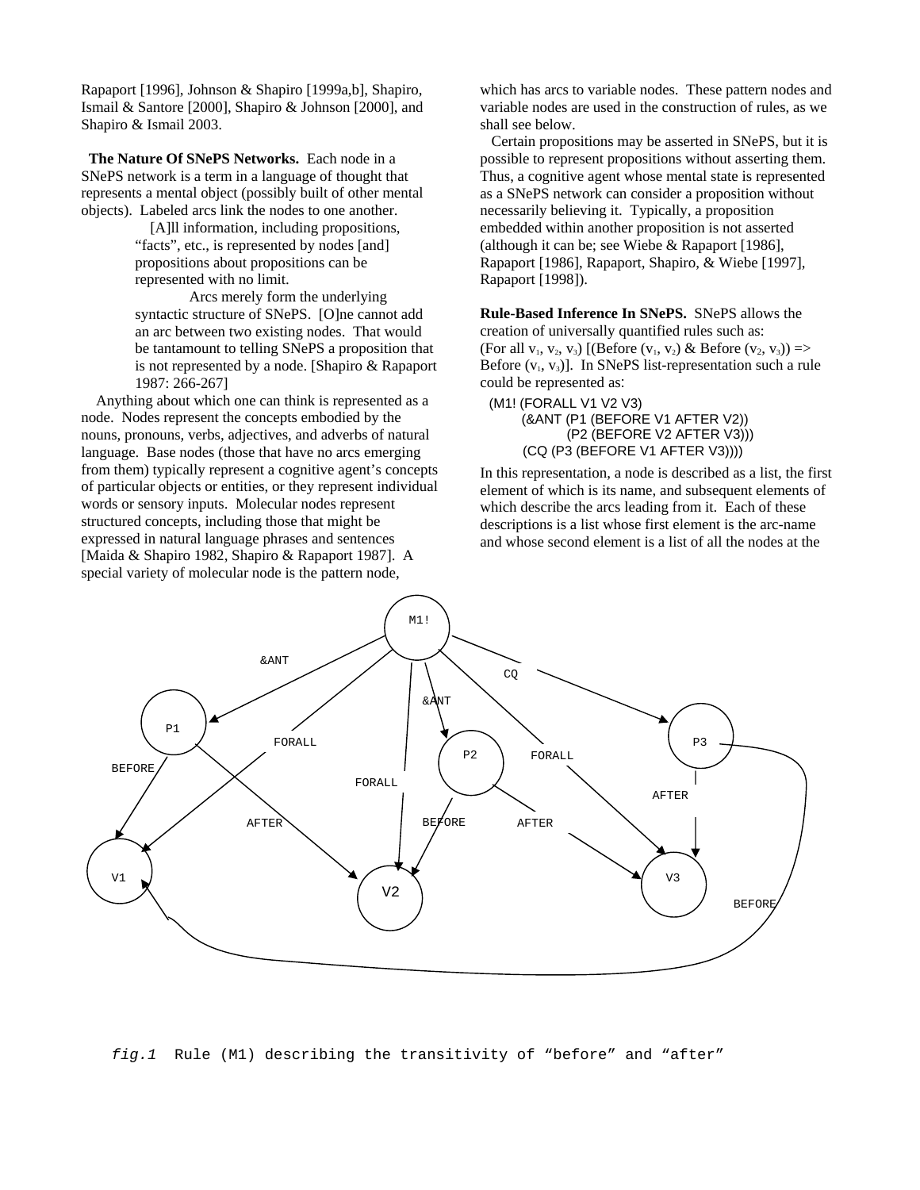Rapaport [1996], Johnson & Shapiro [1999a,b], Shapiro, Ismail & Santore [2000], Shapiro & Johnson [2000], and Shapiro & Ismail 2003.

**The Nature Of SNePS Networks.** Each node in a SNePS network is a term in a language of thought that represents a mental object (possibly built of other mental objects). Labeled arcs link the nodes to one another.

> [A]ll information, including propositions, "facts", etc., is represented by nodes [and] propositions about propositions can be represented with no limit.
>
> Arcs merely form the underlying syntactic structure of SNePS. [O]ne cannot add an arc between two existing nodes. That would be tantamount to telling SNePS a proposition that is not represented by a node. [Shapiro & Rapaport 1987: 266-267]

Anything about which one can think is represented as a node. Nodes represent the concepts embodied by the nouns, pronouns, verbs, adjectives, and adverbs of natural language. Base nodes (those that have no arcs emerging from them) typically represent a cognitive agent's concepts of particular objects or entities, or they represent individual words or sensory inputs. Molecular nodes represent structured concepts, including those that might be expressed in natural language phrases and sentences [Maida & Shapiro 1982, Shapiro & Rapaport 1987]. A special variety of molecular node is the pattern node, which has arcs to variable nodes. These pattern nodes and variable nodes are used in the construction of rules, as we shall see below.

Certain propositions may be asserted in SNePS, but it is possible to represent propositions without asserting them. Thus, a cognitive agent whose mental state is represented as a SNePS network can consider a proposition without necessarily believing it. Typically, a proposition embedded within another proposition is not asserted (although it can be; see Wiebe & Rapaport [1986], Rapaport [1986], Rapaport, Shapiro, & Wiebe [1997], Rapaport [1998]).

**Rule-Based Inference In SNePS.** SNePS allows the creation of universally quantified rules such as: (For all $v_1$, $v_2$, $v_3$) [(Before ($v_1$, $v_2$) & Before ($v_2$, $v_3$)) => Before ($v_1$, $v_3$)]. In SNePS list-representation such a rule could be represented as:

```
(M1! (FORALL V1 V2 V3)
     (&ANT (P1 (BEFORE V1 AFTER V2))
           (P2 (BEFORE V2 AFTER V3)))
     (CQ (P3 (BEFORE V1 AFTER V3))))
```

In this representation, a node is described as a list, the first element of which is its name, and subsequent elements of which describe the arcs leading from it. Each of these descriptions is a list whose first element is the arc-name and whose second element is a list of all the nodes at the

*fig.1* Rule (M1) describing the transitivity of "before" and "after"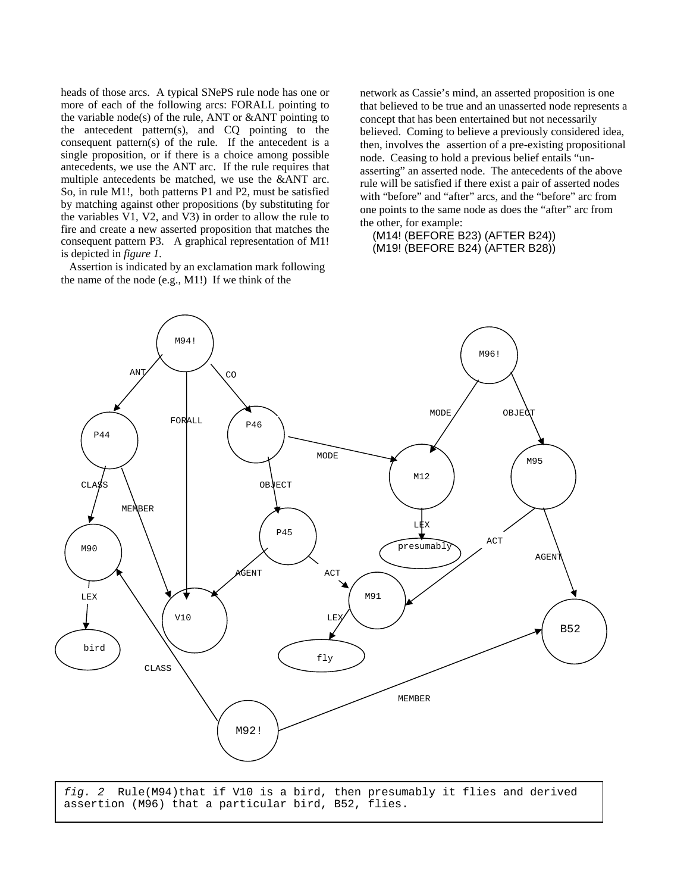heads of those arcs. A typical SNePS rule node has one or more of each of the following arcs: FORALL pointing to the variable node(s) of the rule, ANT or &ANT pointing to the antecedent pattern(s), and CQ pointing to the consequent pattern(s) of the rule. If the antecedent is a single proposition, or if there is a choice among possible antecedents, we use the ANT arc. If the rule requires that multiple antecedents be matched, we use the &ANT arc. So, in rule M1!, both patterns P1 and P2, must be satisfied by matching against other propositions (by substituting for the variables V1, V2, and V3) in order to allow the rule to fire and create a new asserted proposition that matches the consequent pattern P3. A graphical representation of M1! is depicted in *figure 1*.

Assertion is indicated by an exclamation mark following the name of the node (e.g., M1!) If we think of the network as Cassie's mind, an asserted proposition is one that believed to be true and an unasserted node represents a concept that has been entertained but not necessarily believed. Coming to believe a previously considered idea, then, involves the assertion of a pre-existing propositional node. Ceasing to hold a previous belief entails "un-asserting" an asserted node. The antecedents of the above rule will be satisfied if there exist a pair of asserted nodes with "before" and "after" arcs, and the "before" arc from one points to the same node as does the "after" arc from the other, for example:

```
(M14! (BEFORE B23) (AFTER B24))
(M19! (BEFORE B24) (AFTER B28))
```

*fig. 2* Rule(M94)that if V10 is a bird, then presumably it flies and derived assertion (M96) that a particular bird, B52, flies.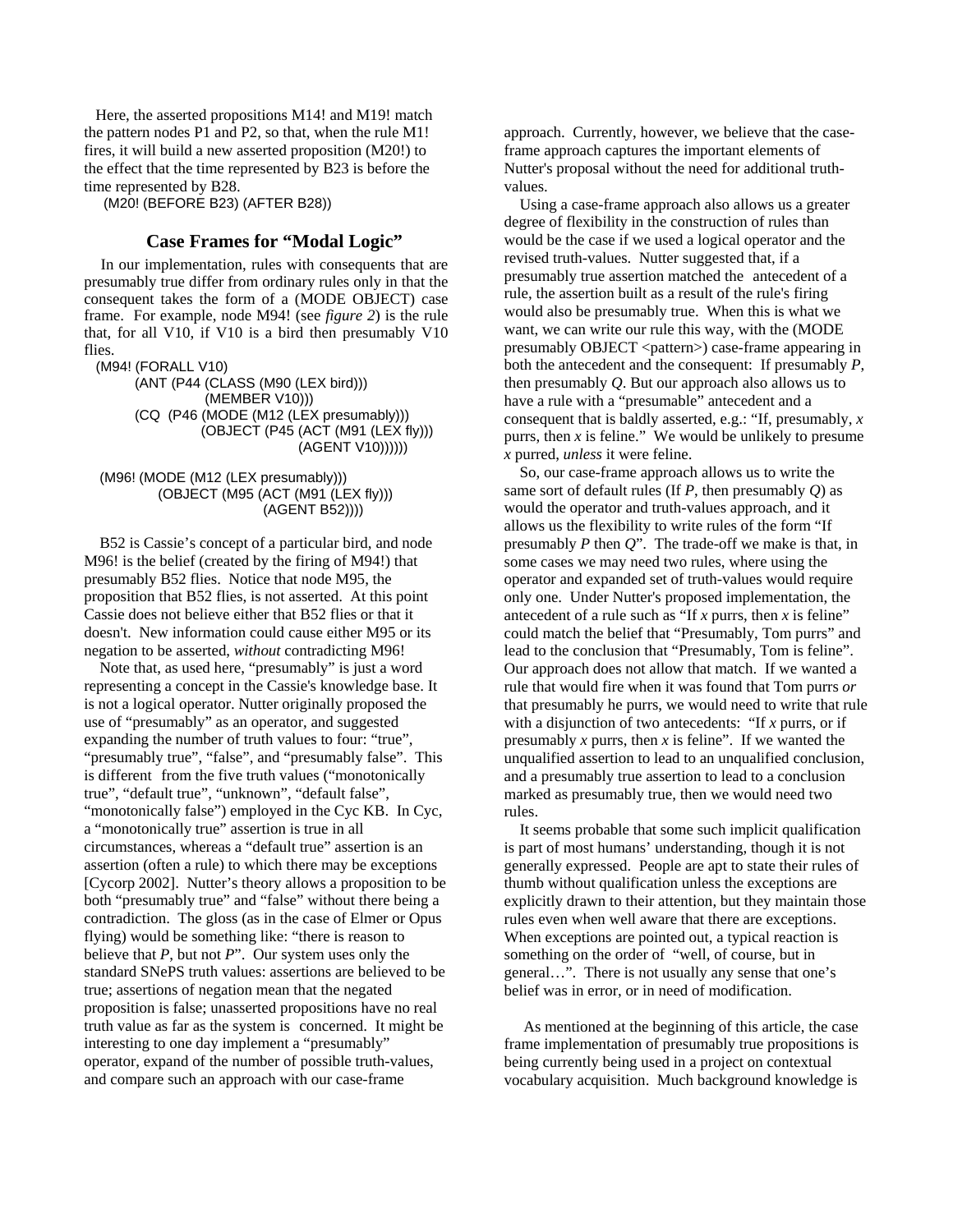Here, the asserted propositions M14! and M19! match the pattern nodes P1 and P2, so that, when the rule M1! fires, it will build a new asserted proposition (M20!) to the effect that the time represented by B23 is before the time represented by B28.

```
(M20! (BEFORE B23) (AFTER B28))
```

## Case Frames for "Modal Logic"

In our implementation, rules with consequents that are presumably true differ from ordinary rules only in that the consequent takes the form of a (MODE OBJECT) case frame. For example, node M94! (see *figure 2*) is the rule that, for all V10, if V10 is a bird then presumably V10 flies.

```
(M94! (FORALL V10)
      (ANT (P44 (CLASS (M90 (LEX bird)))
                (MEMBER V10)))
      (CQ  (P46 (MODE (M12 (LEX presumably)))
                (OBJECT (P45 (ACT (M91 (LEX fly)))
                             (AGENT V10))))))

(M96! (MODE (M12 (LEX presumably)))
      (OBJECT (M95 (ACT (M91 (LEX fly)))
                   (AGENT B52))))
```

B52 is Cassie's concept of a particular bird, and node M96! is the belief (created by the firing of M94!) that presumably B52 flies. Notice that node M95, the proposition that B52 flies, is not asserted. At this point Cassie does not believe either that B52 flies or that it doesn't. New information could cause either M95 or its negation to be asserted, *without* contradicting M96!

Note that, as used here, "presumably" is just a word representing a concept in the Cassie's knowledge base. It is not a logical operator. Nutter originally proposed the use of "presumably" as an operator, and suggested expanding the number of truth values to four: "true", "presumably true", "false", and "presumably false". This is different from the five truth values ("monotonically true", "default true", "unknown", "default false", "monotonically false") employed in the Cyc KB. In Cyc, a "monotonically true" assertion is true in all circumstances, whereas a "default true" assertion is an assertion (often a rule) to which there may be exceptions [Cycorp 2002]. Nutter's theory allows a proposition to be both "presumably true" and "false" without there being a contradiction. The gloss (as in the case of Elmer or Opus flying) would be something like: "there is reason to believe that *P*, but not *P*". Our system uses only the standard SNePS truth values: assertions are believed to be true; assertions of negation mean that the negated proposition is false; unasserted propositions have no real truth value as far as the system is concerned. It might be interesting to one day implement a "presumably" operator, expand of the number of possible truth-values, and compare such an approach with our case-frame approach. Currently, however, we believe that the case-frame approach captures the important elements of Nutter's proposal without the need for additional truth-values.

Using a case-frame approach also allows us a greater degree of flexibility in the construction of rules than would be the case if we used a logical operator and the revised truth-values. Nutter suggested that, if a presumably true assertion matched the antecedent of a rule, the assertion built as a result of the rule's firing would also be presumably true. When this is what we want, we can write our rule this way, with the (MODE presumably OBJECT <pattern>) case-frame appearing in both the antecedent and the consequent: If presumably *P*, then presumably *Q*. But our approach also allows us to have a rule with a "presumable" antecedent and a consequent that is baldly asserted, e.g.: "If, presumably, *x* purrs, then *x* is feline." We would be unlikely to presume *x* purred, *unless* it were feline.

So, our case-frame approach allows us to write the same sort of default rules (If *P*, then presumably *Q*) as would the operator and truth-values approach, and it allows us the flexibility to write rules of the form "If presumably *P* then *Q*". The trade-off we make is that, in some cases we may need two rules, where using the operator and expanded set of truth-values would require only one. Under Nutter's proposed implementation, the antecedent of a rule such as "If *x* purrs, then *x* is feline" could match the belief that "Presumably, Tom purrs" and lead to the conclusion that "Presumably, Tom is feline". Our approach does not allow that match. If we wanted a rule that would fire when it was found that Tom purrs *or* that presumably he purrs, we would need to write that rule with a disjunction of two antecedents: "If *x* purrs, or if presumably *x* purrs, then *x* is feline". If we wanted the unqualified assertion to lead to an unqualified conclusion, and a presumably true assertion to lead to a conclusion marked as presumably true, then we would need two rules.

It seems probable that some such implicit qualification is part of most humans' understanding, though it is not generally expressed. People are apt to state their rules of thumb without qualification unless the exceptions are explicitly drawn to their attention, but they maintain those rules even when well aware that there are exceptions. When exceptions are pointed out, a typical reaction is something on the order of "well, of course, but in general…". There is not usually any sense that one's belief was in error, or in need of modification.

As mentioned at the beginning of this article, the case frame implementation of presumably true propositions is being currently being used in a project on contextual vocabulary acquisition. Much background knowledge is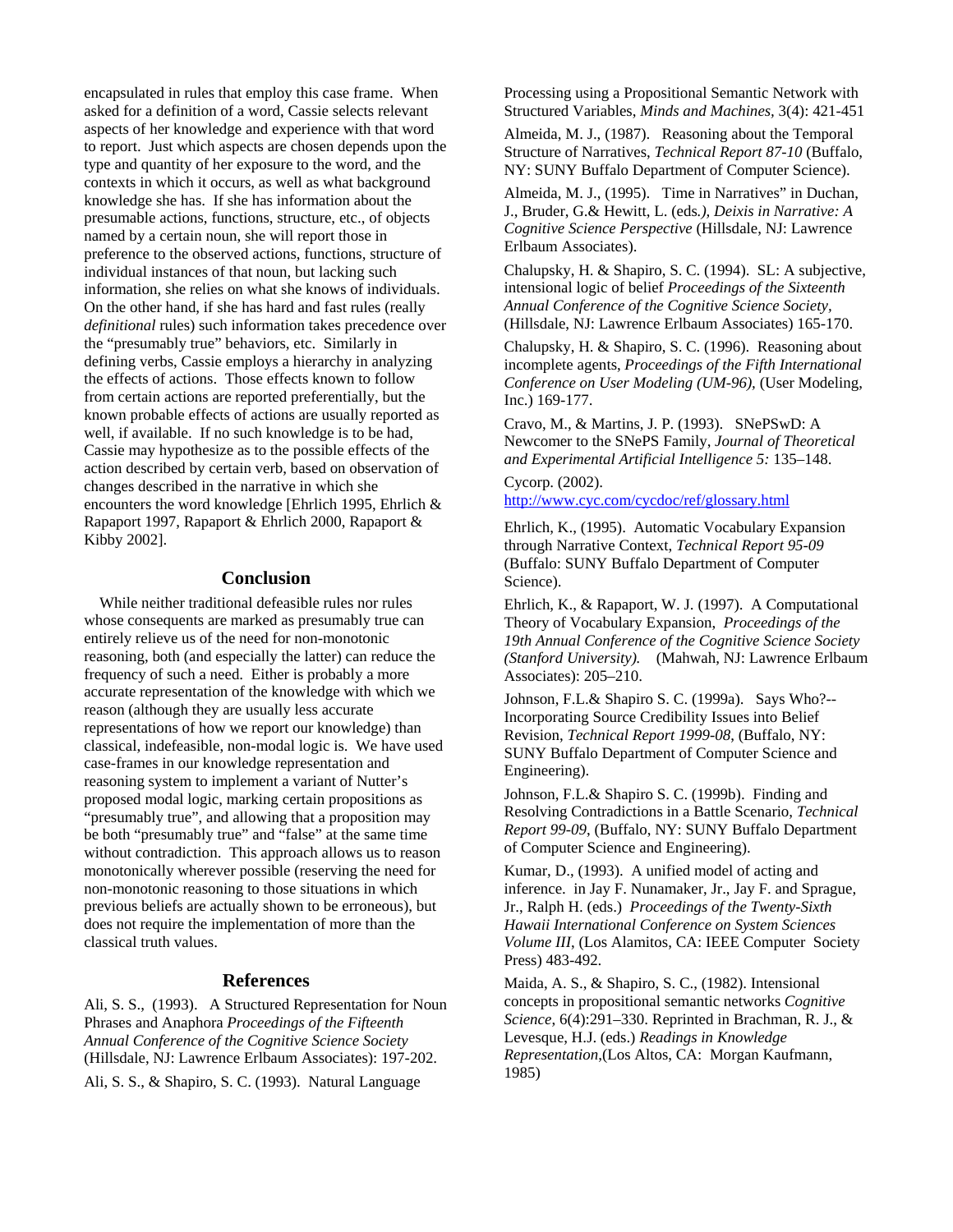encapsulated in rules that employ this case frame. When asked for a definition of a word, Cassie selects relevant aspects of her knowledge and experience with that word to report. Just which aspects are chosen depends upon the type and quantity of her exposure to the word, and the contexts in which it occurs, as well as what background knowledge she has. If she has information about the presumable actions, functions, structure, etc., of objects named by a certain noun, she will report those in preference to the observed actions, functions, structure of individual instances of that noun, but lacking such information, she relies on what she knows of individuals. On the other hand, if she has hard and fast rules (really *definitional* rules) such information takes precedence over the "presumably true" behaviors, etc. Similarly in defining verbs, Cassie employs a hierarchy in analyzing the effects of actions. Those effects known to follow from certain actions are reported preferentially, but the known probable effects of actions are usually reported as well, if available. If no such knowledge is to be had, Cassie may hypothesize as to the possible effects of the action described by certain verb, based on observation of changes described in the narrative in which she encounters the word knowledge [Ehrlich 1995, Ehrlich & Rapaport 1997, Rapaport & Ehrlich 2000, Rapaport & Kibby 2002].

## Conclusion

While neither traditional defeasible rules nor rules whose consequents are marked as presumably true can entirely relieve us of the need for non-monotonic reasoning, both (and especially the latter) can reduce the frequency of such a need. Either is probably a more accurate representation of the knowledge with which we reason (although they are usually less accurate representations of how we report our knowledge) than classical, indefeasible, non-modal logic is. We have used case-frames in our knowledge representation and reasoning system to implement a variant of Nutter's proposed modal logic, marking certain propositions as "presumably true", and allowing that a proposition may be both "presumably true" and "false" at the same time without contradiction. This approach allows us to reason monotonically wherever possible (reserving the need for non-monotonic reasoning to those situations in which previous beliefs are actually shown to be erroneous), but does not require the implementation of more than the classical truth values.

## References

Ali, S. S., (1993). A Structured Representation for Noun Phrases and Anaphora *Proceedings of the Fifteenth Annual Conference of the Cognitive Science Society* (Hillsdale, NJ: Lawrence Erlbaum Associates): 197-202.

Ali, S. S., & Shapiro, S. C. (1993). Natural Language Processing using a Propositional Semantic Network with Structured Variables, *Minds and Machines*, 3(4): 421-451

Almeida, M. J., (1987). Reasoning about the Temporal Structure of Narratives, *Technical Report 87-10* (Buffalo, NY: SUNY Buffalo Department of Computer Science).

Almeida, M. J., (1995). Time in Narratives" in Duchan, J., Bruder, G.& Hewitt, L. (eds*.), Deixis in Narrative: A Cognitive Science Perspective* (Hillsdale, NJ: Lawrence Erlbaum Associates).

Chalupsky, H. & Shapiro, S. C. (1994). SL: A subjective, intensional logic of belief *Proceedings of the Sixteenth Annual Conference of the Cognitive Science Society,* (Hillsdale, NJ: Lawrence Erlbaum Associates) 165-170.

Chalupsky, H. & Shapiro, S. C. (1996). Reasoning about incomplete agents, *Proceedings of the Fifth International Conference on User Modeling (UM-96),* (User Modeling, Inc.) 169-177.

Cravo, M., & Martins, J. P. (1993). SNePSwD: A Newcomer to the SNePS Family, *Journal of Theoretical and Experimental Artificial Intelligence 5:* 135–148.

Cycorp. (2002). http://www.cyc.com/cycdoc/ref/glossary.html

Ehrlich, K., (1995). Automatic Vocabulary Expansion through Narrative Context, *Technical Report 95-09* (Buffalo: SUNY Buffalo Department of Computer Science).

Ehrlich, K., & Rapaport, W. J. (1997). A Computational Theory of Vocabulary Expansion, *Proceedings of the 19th Annual Conference of the Cognitive Science Society (Stanford University).* (Mahwah, NJ: Lawrence Erlbaum Associates): 205–210.

Johnson, F.L.& Shapiro S. C. (1999a). Says Who?--Incorporating Source Credibility Issues into Belief Revision, *Technical Report 1999-08*, (Buffalo, NY: SUNY Buffalo Department of Computer Science and Engineering).

Johnson, F.L.& Shapiro S. C. (1999b). Finding and Resolving Contradictions in a Battle Scenario, *Technical Report 99-09*, (Buffalo, NY: SUNY Buffalo Department of Computer Science and Engineering).

Kumar, D., (1993). A unified model of acting and inference. in Jay F. Nunamaker, Jr., Jay F. and Sprague, Jr., Ralph H. (eds.) *Proceedings of the Twenty-Sixth Hawaii International Conference on System Sciences Volume III*, (Los Alamitos, CA: IEEE Computer Society Press) 483-492.

Maida, A. S., & Shapiro, S. C., (1982). Intensional concepts in propositional semantic networks *Cognitive Science*, 6(4):291–330. Reprinted in Brachman, R. J., & Levesque, H.J. (eds.) *Readings in Knowledge Representation*,(Los Altos, CA: Morgan Kaufmann, 1985)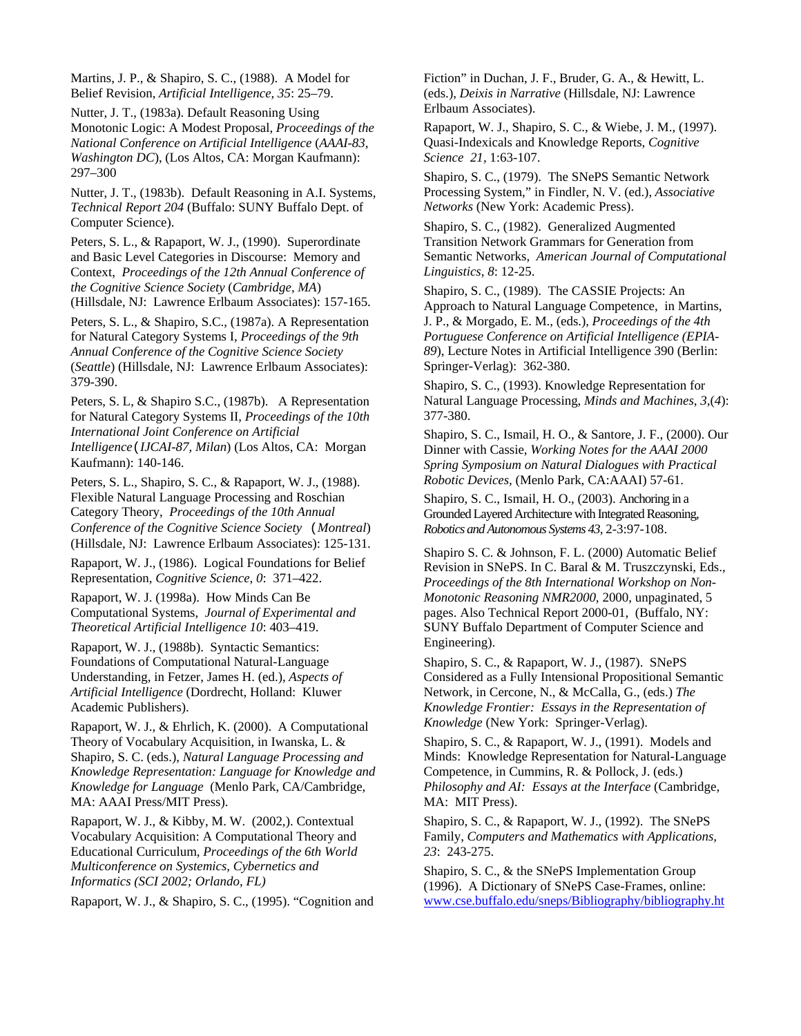Martins, J. P., & Shapiro, S. C., (1988). A Model for Belief Revision, *Artificial Intelligence, 35*: 25–79.

Nutter, J. T., (1983a). Default Reasoning Using Monotonic Logic: A Modest Proposal, *Proceedings of the National Conference on Artificial Intelligence* (*AAAI-83, Washington DC*), (Los Altos, CA: Morgan Kaufmann): 297–300

Nutter, J. T., (1983b). Default Reasoning in A.I. Systems, *Technical Report 204* (Buffalo: SUNY Buffalo Dept. of Computer Science).

Peters, S. L., & Rapaport, W. J., (1990). Superordinate and Basic Level Categories in Discourse: Memory and Context, *Proceedings of the 12th Annual Conference of the Cognitive Science Society* (*Cambridge, MA*) (Hillsdale, NJ: Lawrence Erlbaum Associates): 157-165.

Peters, S. L., & Shapiro, S.C., (1987a). A Representation for Natural Category Systems I, *Proceedings of the 9th Annual Conference of the Cognitive Science Society* (*Seattle*) (Hillsdale, NJ: Lawrence Erlbaum Associates): 379-390.

Peters, S. L, & Shapiro S.C., (1987b). A Representation for Natural Category Systems II, *Proceedings of the 10th International Joint Conference on Artificial Intelligence* (*IJCAI-87, Milan*) (Los Altos, CA: Morgan Kaufmann): 140-146.

Peters, S. L., Shapiro, S. C., & Rapaport, W. J., (1988). Flexible Natural Language Processing and Roschian Category Theory, *Proceedings of the 10th Annual Conference of the Cognitive Science Society* (*Montreal*) (Hillsdale, NJ: Lawrence Erlbaum Associates): 125-131.

Rapaport, W. J., (1986). Logical Foundations for Belief Representation, *Cognitive Science, 0*: 371–422.

Rapaport, W. J. (1998a). How Minds Can Be Computational Systems, *Journal of Experimental and Theoretical Artificial Intelligence 10*: 403–419.

Rapaport, W. J., (1988b). Syntactic Semantics: Foundations of Computational Natural-Language Understanding, in Fetzer, James H. (ed.), *Aspects of Artificial Intelligence* (Dordrecht, Holland: Kluwer Academic Publishers).

Rapaport, W. J., & Ehrlich, K. (2000). A Computational Theory of Vocabulary Acquisition, in Iwanska, L. & Shapiro, S. C. (eds.), *Natural Language Processing and Knowledge Representation: Language for Knowledge and Knowledge for Language* (Menlo Park, CA/Cambridge, MA: AAAI Press/MIT Press).

Rapaport, W. J., & Kibby, M. W. (2002,). Contextual Vocabulary Acquisition: A Computational Theory and Educational Curriculum, *Proceedings of the 6th World Multiconference on Systemics, Cybernetics and Informatics (SCI 2002; Orlando, FL)*

Rapaport, W. J., & Shapiro, S. C., (1995). "Cognition and Fiction" in Duchan, J. F., Bruder, G. A., & Hewitt, L. (eds.), *Deixis in Narrative* (Hillsdale, NJ: Lawrence Erlbaum Associates).

Rapaport, W. J., Shapiro, S. C., & Wiebe, J. M., (1997). Quasi-Indexicals and Knowledge Reports, *Cognitive Science 21*, 1:63-107.

Shapiro, S. C., (1979). The SNePS Semantic Network Processing System," in Findler, N. V. (ed.), *Associative Networks* (New York: Academic Press).

Shapiro, S. C., (1982). Generalized Augmented Transition Network Grammars for Generation from Semantic Networks, *American Journal of Computational Linguistics, 8*: 12-25.

Shapiro, S. C., (1989). The CASSIE Projects: An Approach to Natural Language Competence, in Martins, J. P., & Morgado, E. M., (eds.), *Proceedings of the 4th Portuguese Conference on Artificial Intelligence (EPIA-89*), Lecture Notes in Artificial Intelligence 390 (Berlin: Springer-Verlag): 362-380.

Shapiro, S. C., (1993). Knowledge Representation for Natural Language Processing, *Minds and Machines, 3*,(*4*): 377-380.

Shapiro, S. C., Ismail, H. O., & Santore, J. F., (2000). Our Dinner with Cassie, *Working Notes for the AAAI 2000 Spring Symposium on Natural Dialogues with Practical Robotic Devices*, (Menlo Park, CA:AAAI) 57-61.

Shapiro, S. C., Ismail, H. O., (2003). Anchoring in a Grounded Layered Architecture with Integrated Reasoning, *Robotics and Autonomous Systems 43*, 2-3:97-108.

Shapiro S. C. & Johnson, F. L. (2000) Automatic Belief Revision in SNePS. In C. Baral & M. Truszczynski, Eds., *Proceedings of the 8th International Workshop on Non-Monotonic Reasoning NMR2000*, 2000, unpaginated, 5 pages. Also Technical Report 2000-01, (Buffalo, NY: SUNY Buffalo Department of Computer Science and Engineering).

Shapiro, S. C., & Rapaport, W. J., (1987). SNePS Considered as a Fully Intensional Propositional Semantic Network, in Cercone, N., & McCalla, G., (eds.) *The Knowledge Frontier: Essays in the Representation of Knowledge* (New York: Springer-Verlag).

Shapiro, S. C., & Rapaport, W. J., (1991). Models and Minds: Knowledge Representation for Natural-Language Competence, in Cummins, R. & Pollock, J. (eds.) *Philosophy and AI: Essays at the Interface* (Cambridge, MA: MIT Press).

Shapiro, S. C., & Rapaport, W. J., (1992). The SNePS Family, *Computers and Mathematics with Applications, 23*: 243-275.

Shapiro, S. C., & the SNePS Implementation Group (1996). A Dictionary of SNePS Case-Frames, online: www.cse.buffalo.edu/sneps/Bibliography/bibliography.ht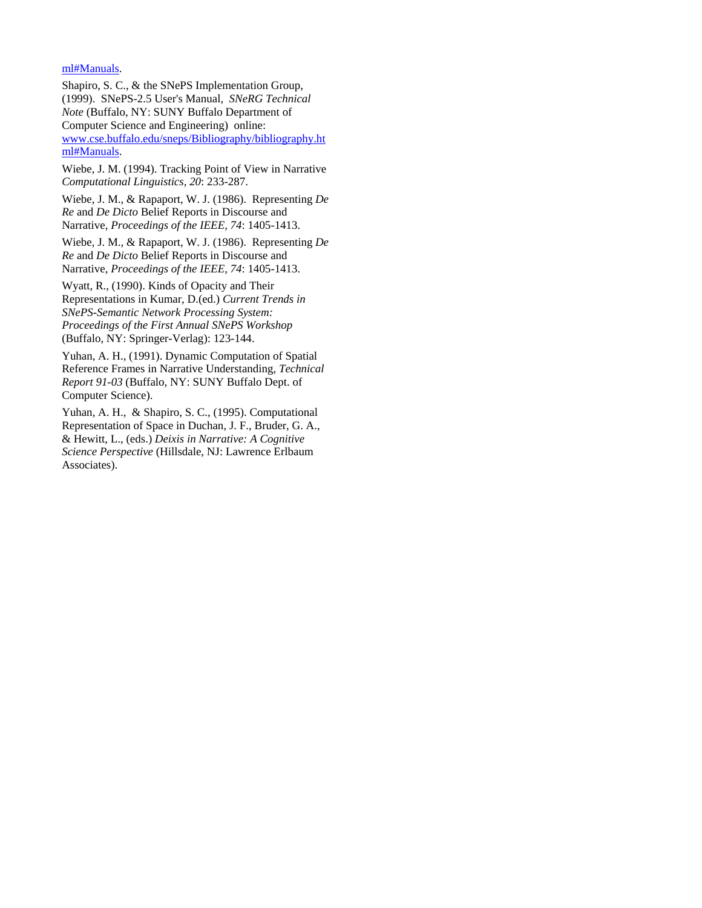ml#Manuals.

Shapiro, S. C., & the SNePS Implementation Group, (1999). SNePS-2.5 User's Manual, *SNeRG Technical Note* (Buffalo, NY: SUNY Buffalo Department of Computer Science and Engineering) online: www.cse.buffalo.edu/sneps/Bibliography/bibliography.html#Manuals.

Wiebe, J. M. (1994). Tracking Point of View in Narrative *Computational Linguistics, 20*: 233-287.

Wiebe, J. M., & Rapaport, W. J. (1986). Representing *De Re* and *De Dicto* Belief Reports in Discourse and Narrative, *Proceedings of the IEEE, 74*: 1405-1413.

Wiebe, J. M., & Rapaport, W. J. (1986). Representing *De Re* and *De Dicto* Belief Reports in Discourse and Narrative, *Proceedings of the IEEE, 74*: 1405-1413.

Wyatt, R., (1990). Kinds of Opacity and Their Representations in Kumar, D.(ed.) *Current Trends in SNePS-Semantic Network Processing System: Proceedings of the First Annual SNePS Workshop* (Buffalo, NY: Springer-Verlag): 123-144.

Yuhan, A. H., (1991). Dynamic Computation of Spatial Reference Frames in Narrative Understanding, *Technical Report 91-03* (Buffalo, NY: SUNY Buffalo Dept. of Computer Science).

Yuhan, A. H., & Shapiro, S. C., (1995). Computational Representation of Space in Duchan, J. F., Bruder, G. A., & Hewitt, L., (eds.) *Deixis in Narrative: A Cognitive Science Perspective* (Hillsdale, NJ: Lawrence Erlbaum Associates).